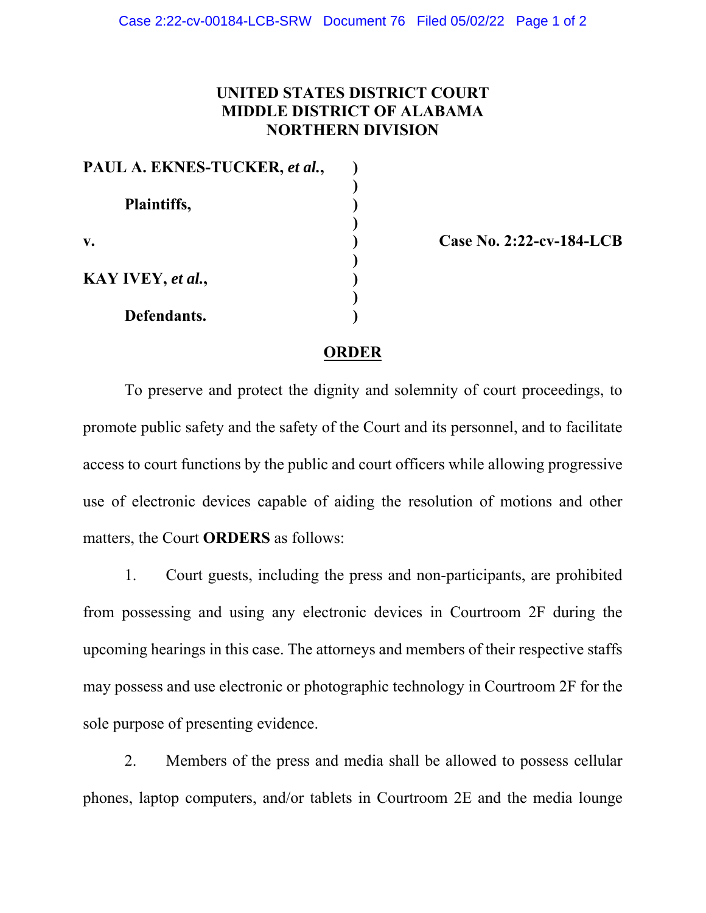**UNITED STATES DISTRICT COURT**
**MIDDLE DISTRICT OF ALABAMA**
**NORTHERN DIVISION**

| | | |
|---|---|---|
| **PAUL A. EKNES-TUCKER, *et al.*,** | ) | |
| | ) | |
| **Plaintiffs,** | ) | |
| | ) | |
| **v.** | ) | **Case No. 2:22-cv-184-LCB** |
| | ) | |
| **KAY IVEY, *et al.*,** | ) | |
| | ) | |
| **Defendants.** | ) | |

## ORDER

To preserve and protect the dignity and solemnity of court proceedings, to promote public safety and the safety of the Court and its personnel, and to facilitate access to court functions by the public and court officers while allowing progressive use of electronic devices capable of aiding the resolution of motions and other matters, the Court **ORDERS** as follows:

1. Court guests, including the press and non-participants, are prohibited from possessing and using any electronic devices in Courtroom 2F during the upcoming hearings in this case. The attorneys and members of their respective staffs may possess and use electronic or photographic technology in Courtroom 2F for the sole purpose of presenting evidence.

2. Members of the press and media shall be allowed to possess cellular phones, laptop computers, and/or tablets in Courtroom 2E and the media lounge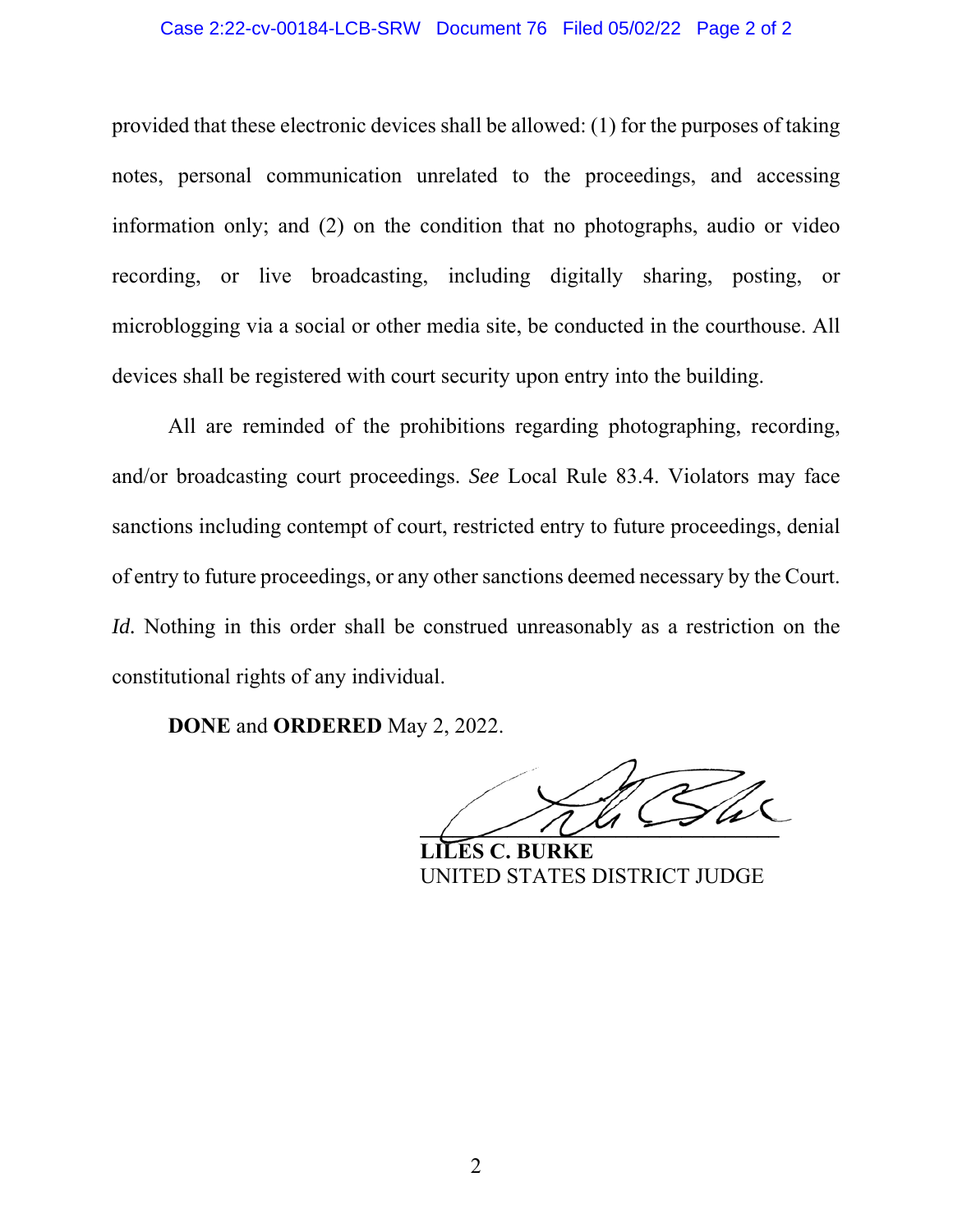provided that these electronic devices shall be allowed: (1) for the purposes of taking notes, personal communication unrelated to the proceedings, and accessing information only; and (2) on the condition that no photographs, audio or video recording, or live broadcasting, including digitally sharing, posting, or microblogging via a social or other media site, be conducted in the courthouse. All devices shall be registered with court security upon entry into the building.

All are reminded of the prohibitions regarding photographing, recording, and/or broadcasting court proceedings. *See* Local Rule 83.4. Violators may face sanctions including contempt of court, restricted entry to future proceedings, denial of entry to future proceedings, or any other sanctions deemed necessary by the Court. *Id.* Nothing in this order shall be construed unreasonably as a restriction on the constitutional rights of any individual.

**DONE** and **ORDERED** May 2, 2022.

**LILES C. BURKE**
UNITED STATES DISTRICT JUDGE